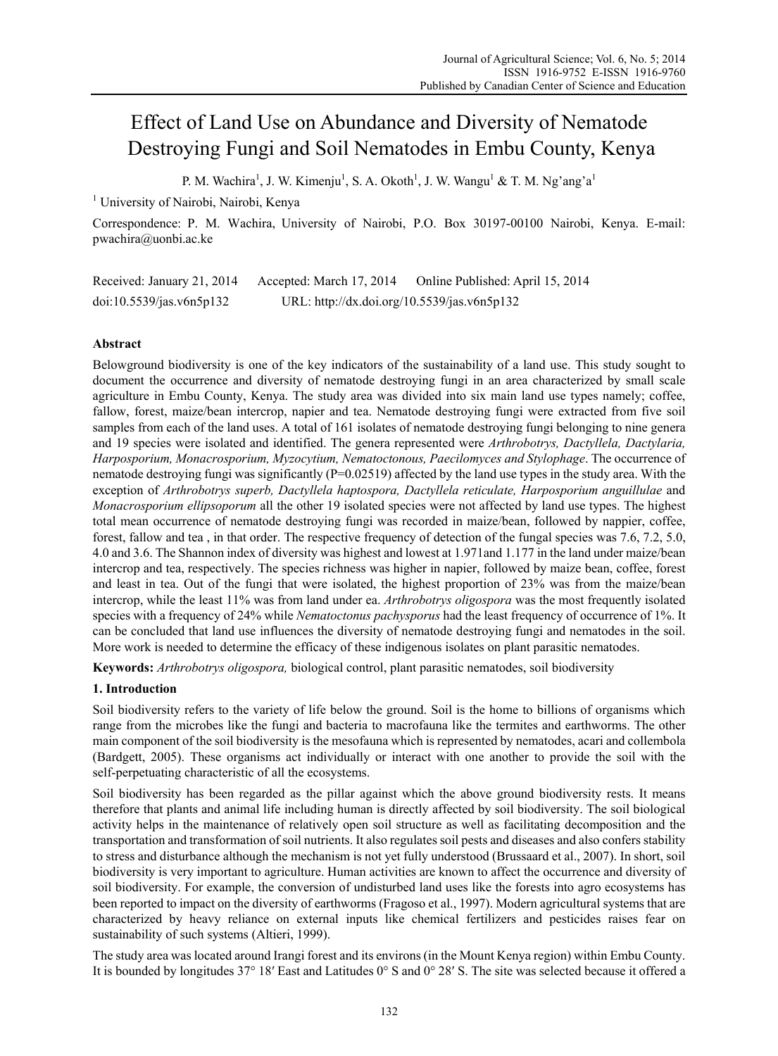# Effect of Land Use on Abundance and Diversity of Nematode Destroying Fungi and Soil Nematodes in Embu County, Kenya

P. M. Wachira[1], J. W. Kimenju[1], S. A. Okoth[1], J. W. Wangu[1] & T. M. Ng'ang'a[1]

[1] University of Nairobi, Nairobi, Kenya

Correspondence: P. M. Wachira, University of Nairobi, P.O. Box 30197-00100 Nairobi, Kenya. E-mail: pwachira@uonbi.ac.ke

Received: January 21, 2014  Accepted: March 17, 2014  Online Published: April 15, 2014

doi:10.5539/jas.v6n5p132  URL: http://dx.doi.org/10.5539/jas.v6n5p132

## Abstract

Belowground biodiversity is one of the key indicators of the sustainability of a land use. This study sought to document the occurrence and diversity of nematode destroying fungi in an area characterized by small scale agriculture in Embu County, Kenya. The study area was divided into six main land use types namely; coffee, fallow, forest, maize/bean intercrop, napier and tea. Nematode destroying fungi were extracted from five soil samples from each of the land uses. A total of 161 isolates of nematode destroying fungi belonging to nine genera and 19 species were isolated and identified. The genera represented were *Arthrobotrys, Dactyllela, Dactylaria, Harposporium, Monacrosporium, Myzocytium, Nematoctonous, Paecilomyces and Stylophage*. The occurrence of nematode destroying fungi was significantly (P=0.02519) affected by the land use types in the study area. With the exception of *Arthrobotrys superb, Dactyllela haptospora, Dactyllela reticulate, Harposporium anguillulae* and *Monacrosporium ellipsoporum* all the other 19 isolated species were not affected by land use types. The highest total mean occurrence of nematode destroying fungi was recorded in maize/bean, followed by nappier, coffee, forest, fallow and tea , in that order. The respective frequency of detection of the fungal species was 7.6, 7.2, 5.0, 4.0 and 3.6. The Shannon index of diversity was highest and lowest at 1.971and 1.177 in the land under maize/bean intercrop and tea, respectively. The species richness was higher in napier, followed by maize bean, coffee, forest and least in tea. Out of the fungi that were isolated, the highest proportion of 23% was from the maize/bean intercrop, while the least 11% was from land under ea. *Arthrobotrys oligospora* was the most frequently isolated species with a frequency of 24% while *Nematoctonus pachysporus* had the least frequency of occurrence of 1%. It can be concluded that land use influences the diversity of nematode destroying fungi and nematodes in the soil. More work is needed to determine the efficacy of these indigenous isolates on plant parasitic nematodes.

**Keywords:** *Arthrobotrys oligospora,* biological control, plant parasitic nematodes, soil biodiversity

## 1. Introduction

Soil biodiversity refers to the variety of life below the ground. Soil is the home to billions of organisms which range from the microbes like the fungi and bacteria to macrofauna like the termites and earthworms. The other main component of the soil biodiversity is the mesofauna which is represented by nematodes, acari and collembola (Bardgett, 2005). These organisms act individually or interact with one another to provide the soil with the self-perpetuating characteristic of all the ecosystems.

Soil biodiversity has been regarded as the pillar against which the above ground biodiversity rests. It means therefore that plants and animal life including human is directly affected by soil biodiversity. The soil biological activity helps in the maintenance of relatively open soil structure as well as facilitating decomposition and the transportation and transformation of soil nutrients. It also regulates soil pests and diseases and also confers stability to stress and disturbance although the mechanism is not yet fully understood (Brussaard et al., 2007). In short, soil biodiversity is very important to agriculture. Human activities are known to affect the occurrence and diversity of soil biodiversity. For example, the conversion of undisturbed land uses like the forests into agro ecosystems has been reported to impact on the diversity of earthworms (Fragoso et al., 1997). Modern agricultural systems that are characterized by heavy reliance on external inputs like chemical fertilizers and pesticides raises fear on sustainability of such systems (Altieri, 1999).

The study area was located around Irangi forest and its environs (in the Mount Kenya region) within Embu County. It is bounded by longitudes 37° 18′ East and Latitudes 0° S and 0° 28′ S. The site was selected because it offered a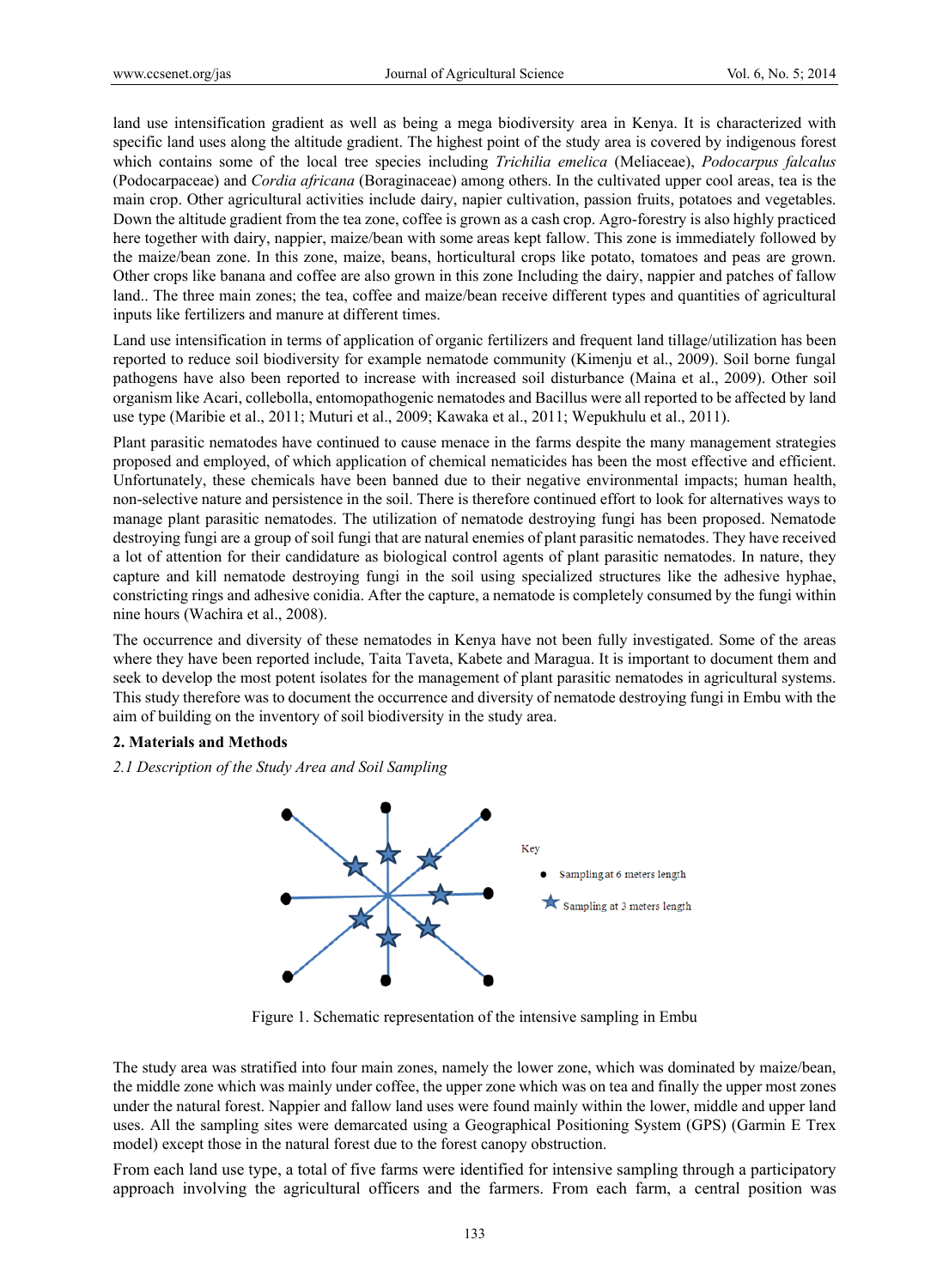land use intensification gradient as well as being a mega biodiversity area in Kenya. It is characterized with specific land uses along the altitude gradient. The highest point of the study area is covered by indigenous forest which contains some of the local tree species including *Trichilia emelica* (Meliaceae), *Podocarpus falcalus* (Podocarpaceae) and *Cordia africana* (Boraginaceae) among others. In the cultivated upper cool areas, tea is the main crop. Other agricultural activities include dairy, napier cultivation, passion fruits, potatoes and vegetables. Down the altitude gradient from the tea zone, coffee is grown as a cash crop. Agro-forestry is also highly practiced here together with dairy, nappier, maize/bean with some areas kept fallow. This zone is immediately followed by the maize/bean zone. In this zone, maize, beans, horticultural crops like potato, tomatoes and peas are grown. Other crops like banana and coffee are also grown in this zone Including the dairy, nappier and patches of fallow land.. The three main zones; the tea, coffee and maize/bean receive different types and quantities of agricultural inputs like fertilizers and manure at different times.

Land use intensification in terms of application of organic fertilizers and frequent land tillage/utilization has been reported to reduce soil biodiversity for example nematode community (Kimenju et al., 2009). Soil borne fungal pathogens have also been reported to increase with increased soil disturbance (Maina et al., 2009). Other soil organism like Acari, collebolla, entomopathogenic nematodes and Bacillus were all reported to be affected by land use type (Maribie et al., 2011; Muturi et al., 2009; Kawaka et al., 2011; Wepukhulu et al., 2011).

Plant parasitic nematodes have continued to cause menace in the farms despite the many management strategies proposed and employed, of which application of chemical nematicides has been the most effective and efficient. Unfortunately, these chemicals have been banned due to their negative environmental impacts; human health, non-selective nature and persistence in the soil. There is therefore continued effort to look for alternatives ways to manage plant parasitic nematodes. The utilization of nematode destroying fungi has been proposed. Nematode destroying fungi are a group of soil fungi that are natural enemies of plant parasitic nematodes. They have received a lot of attention for their candidature as biological control agents of plant parasitic nematodes. In nature, they capture and kill nematode destroying fungi in the soil using specialized structures like the adhesive hyphae, constricting rings and adhesive conidia. After the capture, a nematode is completely consumed by the fungi within nine hours (Wachira et al., 2008).

The occurrence and diversity of these nematodes in Kenya have not been fully investigated. Some of the areas where they have been reported include, Taita Taveta, Kabete and Maragua. It is important to document them and seek to develop the most potent isolates for the management of plant parasitic nematodes in agricultural systems. This study therefore was to document the occurrence and diversity of nematode destroying fungi in Embu with the aim of building on the inventory of soil biodiversity in the study area.

## 2. Materials and Methods

### *2.1 Description of the Study Area and Soil Sampling*

Key: ● Sampling at 6 meters length; ★ Sampling at 3 meters length

Figure 1. Schematic representation of the intensive sampling in Embu

The study area was stratified into four main zones, namely the lower zone, which was dominated by maize/bean, the middle zone which was mainly under coffee, the upper zone which was on tea and finally the upper most zones under the natural forest. Nappier and fallow land uses were found mainly within the lower, middle and upper land uses. All the sampling sites were demarcated using a Geographical Positioning System (GPS) (Garmin E Trex model) except those in the natural forest due to the forest canopy obstruction.

From each land use type, a total of five farms were identified for intensive sampling through a participatory approach involving the agricultural officers and the farmers. From each farm, a central position was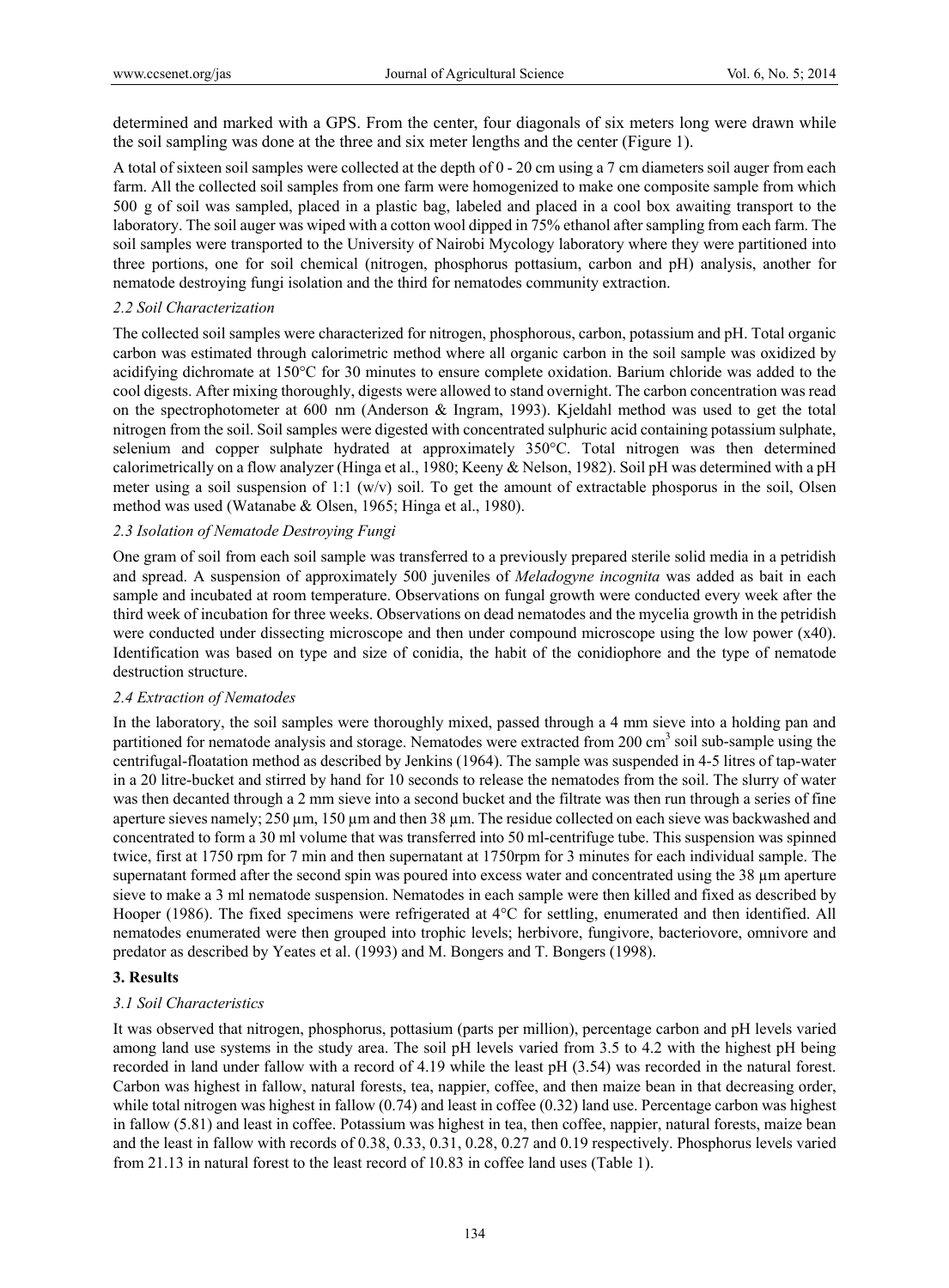determined and marked with a GPS. From the center, four diagonals of six meters long were drawn while the soil sampling was done at the three and six meter lengths and the center (Figure 1).

A total of sixteen soil samples were collected at the depth of 0 - 20 cm using a 7 cm diameters soil auger from each farm. All the collected soil samples from one farm were homogenized to make one composite sample from which 500 g of soil was sampled, placed in a plastic bag, labeled and placed in a cool box awaiting transport to the laboratory. The soil auger was wiped with a cotton wool dipped in 75% ethanol after sampling from each farm. The soil samples were transported to the University of Nairobi Mycology laboratory where they were partitioned into three portions, one for soil chemical (nitrogen, phosphorus pottasium, carbon and pH) analysis, another for nematode destroying fungi isolation and the third for nematodes community extraction.

### 2.2 Soil Characterization

The collected soil samples were characterized for nitrogen, phosphorous, carbon, potassium and pH. Total organic carbon was estimated through calorimetric method where all organic carbon in the soil sample was oxidized by acidifying dichromate at 150°C for 30 minutes to ensure complete oxidation. Barium chloride was added to the cool digests. After mixing thoroughly, digests were allowed to stand overnight. The carbon concentration was read on the spectrophotometer at 600 nm (Anderson & Ingram, 1993). Kjeldahl method was used to get the total nitrogen from the soil. Soil samples were digested with concentrated sulphuric acid containing potassium sulphate, selenium and copper sulphate hydrated at approximately 350°C. Total nitrogen was then determined calorimetrically on a flow analyzer (Hinga et al., 1980; Keeny & Nelson, 1982). Soil pH was determined with a pH meter using a soil suspension of 1:1 (w/v) soil. To get the amount of extractable phosporus in the soil, Olsen method was used (Watanabe & Olsen, 1965; Hinga et al., 1980).

### 2.3 Isolation of Nematode Destroying Fungi

One gram of soil from each soil sample was transferred to a previously prepared sterile solid media in a petridish and spread. A suspension of approximately 500 juveniles of *Meladogyne incognita* was added as bait in each sample and incubated at room temperature. Observations on fungal growth were conducted every week after the third week of incubation for three weeks. Observations on dead nematodes and the mycelia growth in the petridish were conducted under dissecting microscope and then under compound microscope using the low power (x40). Identification was based on type and size of conidia, the habit of the conidiophore and the type of nematode destruction structure.

### 2.4 Extraction of Nematodes

In the laboratory, the soil samples were thoroughly mixed, passed through a 4 mm sieve into a holding pan and partitioned for nematode analysis and storage. Nematodes were extracted from 200 $cm^3$ soil sub-sample using the centrifugal-floatation method as described by Jenkins (1964). The sample was suspended in 4-5 litres of tap-water in a 20 litre-bucket and stirred by hand for 10 seconds to release the nematodes from the soil. The slurry of water was then decanted through a 2 mm sieve into a second bucket and the filtrate was then run through a series of fine aperture sieves namely; 250 µm, 150 µm and then 38 µm. The residue collected on each sieve was backwashed and concentrated to form a 30 ml volume that was transferred into 50 ml-centrifuge tube. This suspension was spinned twice, first at 1750 rpm for 7 min and then supernatant at 1750rpm for 3 minutes for each individual sample. The supernatant formed after the second spin was poured into excess water and concentrated using the 38 µm aperture sieve to make a 3 ml nematode suspension. Nematodes in each sample were then killed and fixed as described by Hooper (1986). The fixed specimens were refrigerated at 4°C for settling, enumerated and then identified. All nematodes enumerated were then grouped into trophic levels; herbivore, fungivore, bacteriovore, omnivore and predator as described by Yeates et al. (1993) and M. Bongers and T. Bongers (1998).

## 3. Results

### 3.1 Soil Characteristics

It was observed that nitrogen, phosphorus, pottasium (parts per million), percentage carbon and pH levels varied among land use systems in the study area. The soil pH levels varied from 3.5 to 4.2 with the highest pH being recorded in land under fallow with a record of 4.19 while the least pH (3.54) was recorded in the natural forest. Carbon was highest in fallow, natural forests, tea, nappier, coffee, and then maize bean in that decreasing order, while total nitrogen was highest in fallow (0.74) and least in coffee (0.32) land use. Percentage carbon was highest in fallow (5.81) and least in coffee. Potassium was highest in tea, then coffee, nappier, natural forests, maize bean and the least in fallow with records of 0.38, 0.33, 0.31, 0.28, 0.27 and 0.19 respectively. Phosphorus levels varied from 21.13 in natural forest to the least record of 10.83 in coffee land uses (Table 1).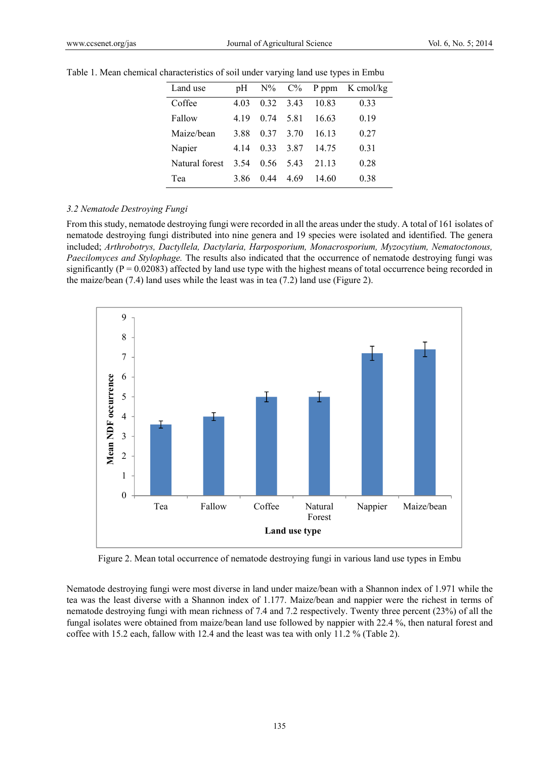Table 1. Mean chemical characteristics of soil under varying land use types in Embu

| Land use | pH | N% | C% | P ppm | K cmol/kg |
|---|---|---|---|---|---|
| Coffee | 4.03 | 0.32 | 3.43 | 10.83 | 0.33 |
| Fallow | 4.19 | 0.74 | 5.81 | 16.63 | 0.19 |
| Maize/bean | 3.88 | 0.37 | 3.70 | 16.13 | 0.27 |
| Napier | 4.14 | 0.33 | 3.87 | 14.75 | 0.31 |
| Natural forest | 3.54 | 0.56 | 5.43 | 21.13 | 0.28 |
| Tea | 3.86 | 0.44 | 4.69 | 14.60 | 0.38 |

### 3.2 Nematode Destroying Fungi

From this study, nematode destroying fungi were recorded in all the areas under the study. A total of 161 isolates of nematode destroying fungi distributed into nine genera and 19 species were isolated and identified. The genera included; *Arthrobotrys, Dactyllela, Dactylaria, Harposporium, Monacrosporium, Myzocytium, Nematoctonous, Paecilomyces and Stylophage.* The results also indicated that the occurrence of nematode destroying fungi was significantly ($P = 0.02083$) affected by land use type with the highest means of total occurrence being recorded in the maize/bean (7.4) land uses while the least was in tea (7.2) land use (Figure 2).

Figure 2. Mean total occurrence of nematode destroying fungi in various land use types in Embu

Nematode destroying fungi were most diverse in land under maize/bean with a Shannon index of 1.971 while the tea was the least diverse with a Shannon index of 1.177. Maize/bean and nappier were the richest in terms of nematode destroying fungi with mean richness of 7.4 and 7.2 respectively. Twenty three percent (23%) of all the fungal isolates were obtained from maize/bean land use followed by nappier with 22.4 %, then natural forest and coffee with 15.2 each, fallow with 12.4 and the least was tea with only 11.2 % (Table 2).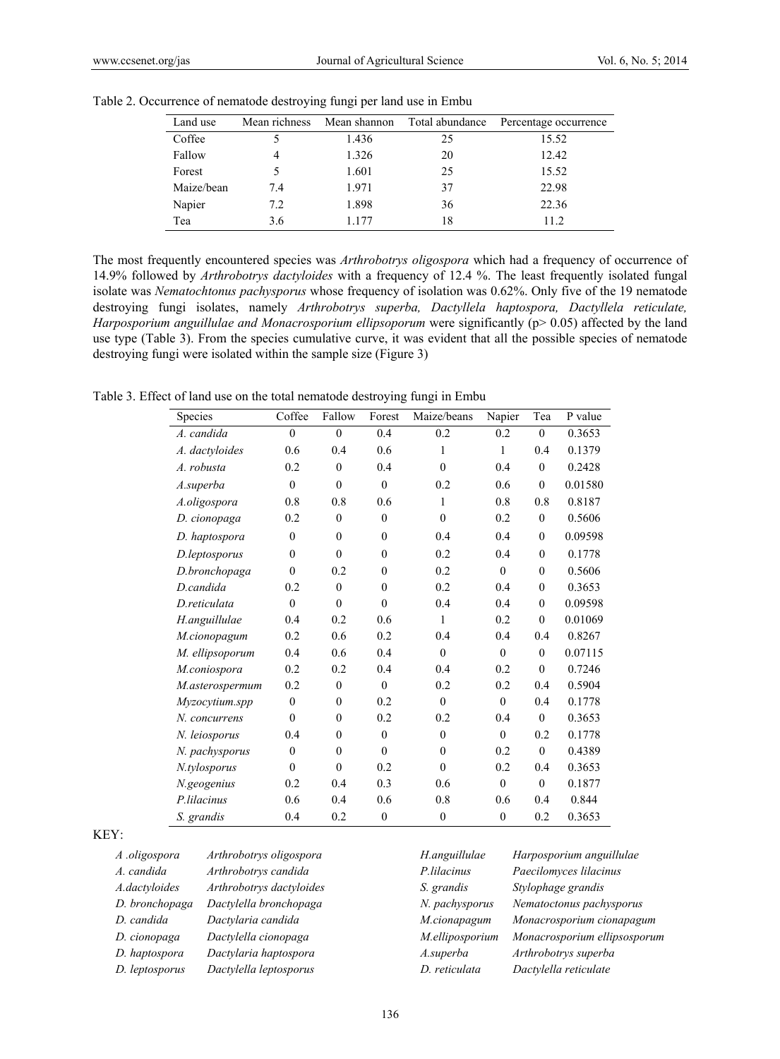Table 2. Occurrence of nematode destroying fungi per land use in Embu

| Land use | Mean richness | Mean shannon | Total abundance | Percentage occurrence |
|---|---|---|---|---|
| Coffee | 5 | 1.436 | 25 | 15.52 |
| Fallow | 4 | 1.326 | 20 | 12.42 |
| Forest | 5 | 1.601 | 25 | 15.52 |
| Maize/bean | 7.4 | 1.971 | 37 | 22.98 |
| Napier | 7.2 | 1.898 | 36 | 22.36 |
| Tea | 3.6 | 1.177 | 18 | 11.2 |

The most frequently encountered species was *Arthrobotrys oligospora* which had a frequency of occurrence of 14.9% followed by *Arthrobotrys dactyloides* with a frequency of 12.4 %. The least frequently isolated fungal isolate was *Nematochtonus pachysporus* whose frequency of isolation was 0.62%. Only five of the 19 nematode destroying fungi isolates, namely *Arthrobotrys superba, Dactyllela haptospora, Dactyllela reticulate, Harposporium anguillulae and Monacrosporium ellipsoporum* were significantly ($p > 0.05$) affected by the land use type (Table 3). From the species cumulative curve, it was evident that all the possible species of nematode destroying fungi were isolated within the sample size (Figure 3)

Table 3. Effect of land use on the total nematode destroying fungi in Embu

| Species | Coffee | Fallow | Forest | Maize/beans | Napier | Tea | P value |
|---|---|---|---|---|---|---|---|
| *A. candida* | 0 | 0 | 0.4 | 0.2 | 0.2 | 0 | 0.3653 |
| *A. dactyloides* | 0.6 | 0.4 | 0.6 | 1 | 1 | 0.4 | 0.1379 |
| *A. robusta* | 0.2 | 0 | 0.4 | 0 | 0.4 | 0 | 0.2428 |
| *A.superba* | 0 | 0 | 0 | 0.2 | 0.6 | 0 | 0.01580 |
| *A.oligospora* | 0.8 | 0.8 | 0.6 | 1 | 0.8 | 0.8 | 0.8187 |
| *D. cionopaga* | 0.2 | 0 | 0 | 0 | 0.2 | 0 | 0.5606 |
| *D. haptospora* | 0 | 0 | 0 | 0.4 | 0.4 | 0 | 0.09598 |
| *D.leptosporus* | 0 | 0 | 0 | 0.2 | 0.4 | 0 | 0.1778 |
| *D.bronchopaga* | 0 | 0.2 | 0 | 0.2 | 0 | 0 | 0.5606 |
| *D.candida* | 0.2 | 0 | 0 | 0.2 | 0.4 | 0 | 0.3653 |
| *D.reticulata* | 0 | 0 | 0 | 0.4 | 0.4 | 0 | 0.09598 |
| *H.anguillulae* | 0.4 | 0.2 | 0.6 | 1 | 0.2 | 0 | 0.01069 |
| *M.cionopagum* | 0.2 | 0.6 | 0.2 | 0.4 | 0.4 | 0.4 | 0.8267 |
| *M. ellipsoporum* | 0.4 | 0.6 | 0.4 | 0 | 0 | 0 | 0.07115 |
| *M.coniospora* | 0.2 | 0.2 | 0.4 | 0.4 | 0.2 | 0 | 0.7246 |
| *M.asterospermum* | 0.2 | 0 | 0 | 0.2 | 0.2 | 0.4 | 0.5904 |
| *Myzocytium.spp* | 0 | 0 | 0.2 | 0 | 0 | 0.4 | 0.1778 |
| *N. concurrens* | 0 | 0 | 0.2 | 0.2 | 0.4 | 0 | 0.3653 |
| *N. leiosporus* | 0.4 | 0 | 0 | 0 | 0 | 0.2 | 0.1778 |
| *N. pachysporus* | 0 | 0 | 0 | 0 | 0.2 | 0 | 0.4389 |
| *N.tylosporus* | 0 | 0 | 0.2 | 0 | 0.2 | 0.4 | 0.3653 |
| *N.geogenius* | 0.2 | 0.4 | 0.3 | 0.6 | 0 | 0 | 0.1877 |
| *P.lilacinus* | 0.6 | 0.4 | 0.6 | 0.8 | 0.6 | 0.4 | 0.844 |
| *S. grandis* | 0.4 | 0.2 | 0 | 0 | 0 | 0.2 | 0.3653 |

KEY:

| | | | |
|---|---|---|---|
| *A .oligospora* | *Arthrobotrys oligospora* | *H.anguillulae* | *Harposporium anguillulae* |
| *A. candida* | *Arthrobotrys candida* | *P.lilacinus* | *Paecilomyces lilacinus* |
| *A.dactyloides* | *Arthrobotrys dactyloides* | *S. grandis* | *Stylophage grandis* |
| *D. bronchopaga* | *Dactylella bronchopaga* | *N. pachysporus* | *Nematoctonus pachysporus* |
| *D. candida* | *Dactylaria candida* | *M.cionapagum* | *Monacrosporium cionapagum* |
| *D. cionopaga* | *Dactylella cionopaga* | *M.ellipsosporium* | *Monacrosporium ellipsosporum* |
| *D. haptospora* | *Dactylaria haptospora* | *A.superba* | *Arthrobotrys superba* |
| *D. leptosporus* | *Dactylella leptosporus* | *D. reticulata* | *Dactylella reticulate* |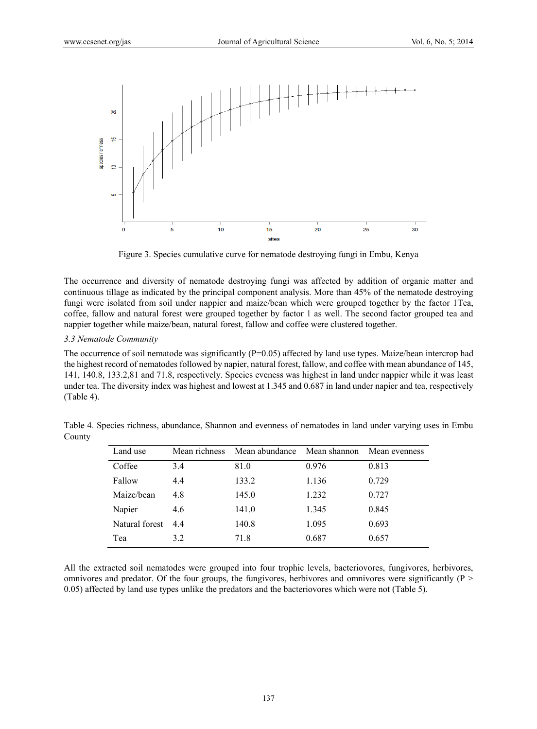Figure 3. Species cumulative curve for nematode destroying fungi in Embu, Kenya

The occurrence and diversity of nematode destroying fungi was affected by addition of organic matter and continuous tillage as indicated by the principal component analysis. More than 45% of the nematode destroying fungi were isolated from soil under nappier and maize/bean which were grouped together by the factor 1Tea, coffee, fallow and natural forest were grouped together by factor 1 as well. The second factor grouped tea and nappier together while maize/bean, natural forest, fallow and coffee were clustered together.

### *3.3 Nematode Community*

The occurrence of soil nematode was significantly (P=0.05) affected by land use types. Maize/bean intercrop had the highest record of nematodes followed by napier, natural forest, fallow, and coffee with mean abundance of 145, 141, 140.8, 133.2,81 and 71.8, respectively. Species eveness was highest in land under nappier while it was least under tea. The diversity index was highest and lowest at 1.345 and 0.687 in land under napier and tea, respectively (Table 4).

Table 4. Species richness, abundance, Shannon and evenness of nematodes in land under varying uses in Embu County

| Land use | Mean richness | Mean abundance | Mean shannon | Mean evenness |
|---|---|---|---|---|
| Coffee | 3.4 | 81.0 | 0.976 | 0.813 |
| Fallow | 4.4 | 133.2 | 1.136 | 0.729 |
| Maize/bean | 4.8 | 145.0 | 1.232 | 0.727 |
| Napier | 4.6 | 141.0 | 1.345 | 0.845 |
| Natural forest | 4.4 | 140.8 | 1.095 | 0.693 |
| Tea | 3.2 | 71.8 | 0.687 | 0.657 |

All the extracted soil nematodes were grouped into four trophic levels, bacteriovores, fungivores, herbivores, omnivores and predator. Of the four groups, the fungivores, herbivores and omnivores were significantly ($P > 0.05$) affected by land use types unlike the predators and the bacteriovores which were not (Table 5).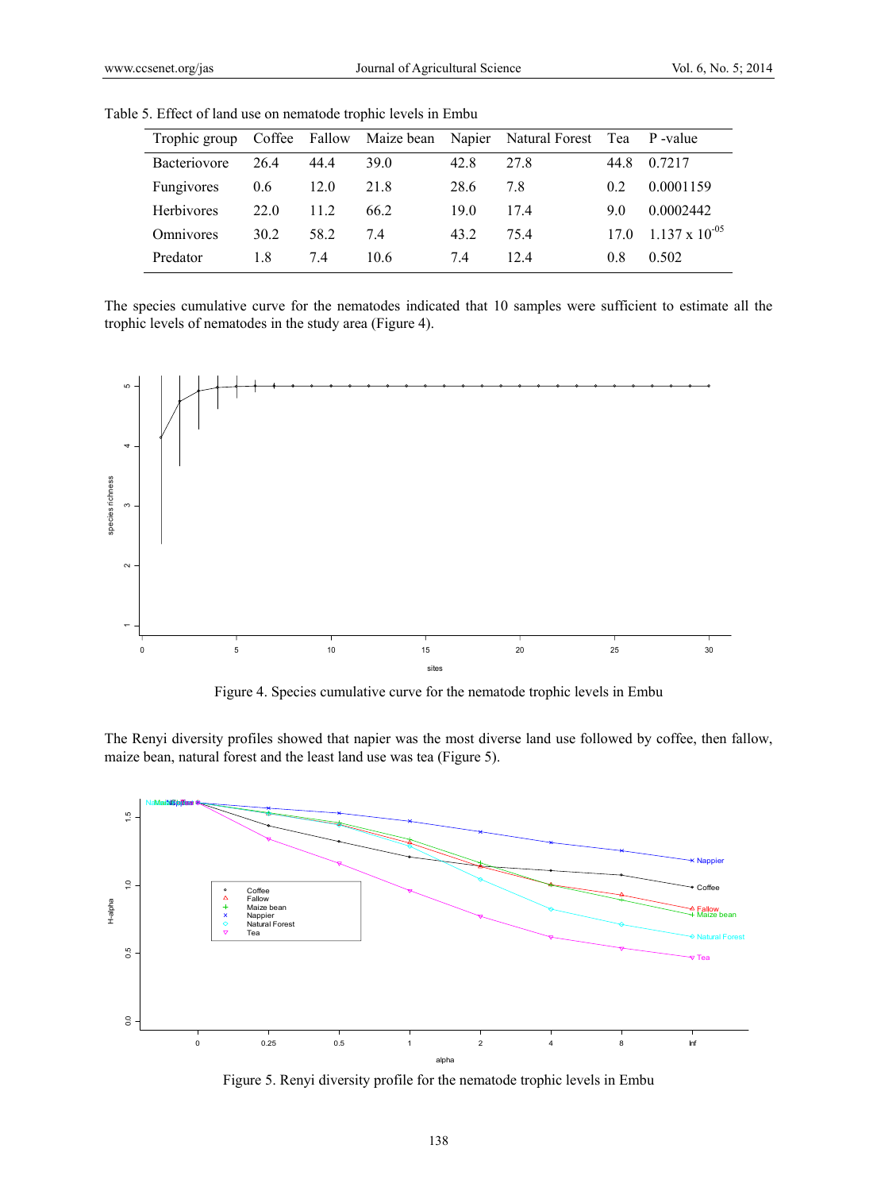Table 5. Effect of land use on nematode trophic levels in Embu

| Trophic group | Coffee | Fallow | Maize bean | Napier | Natural Forest | Tea | P -value |
|---|---|---|---|---|---|---|---|
| Bacteriovore | 26.4 | 44.4 | 39.0 | 42.8 | 27.8 | 44.8 | 0.7217 |
| Fungivores | 0.6 | 12.0 | 21.8 | 28.6 | 7.8 | 0.2 | 0.0001159 |
| Herbivores | 22.0 | 11.2 | 66.2 | 19.0 | 17.4 | 9.0 | 0.0002442 |
| Omnivores | 30.2 | 58.2 | 7.4 | 43.2 | 75.4 | 17.0 | $1.137 \times 10^{-05}$ |
| Predator | 1.8 | 7.4 | 10.6 | 7.4 | 12.4 | 0.8 | 0.502 |

The species cumulative curve for the nematodes indicated that 10 samples were sufficient to estimate all the trophic levels of nematodes in the study area (Figure 4).

Figure 4. Species cumulative curve for the nematode trophic levels in Embu

The Renyi diversity profiles showed that napier was the most diverse land use followed by coffee, then fallow, maize bean, natural forest and the least land use was tea (Figure 5).

Figure 5. Renyi diversity profile for the nematode trophic levels in Embu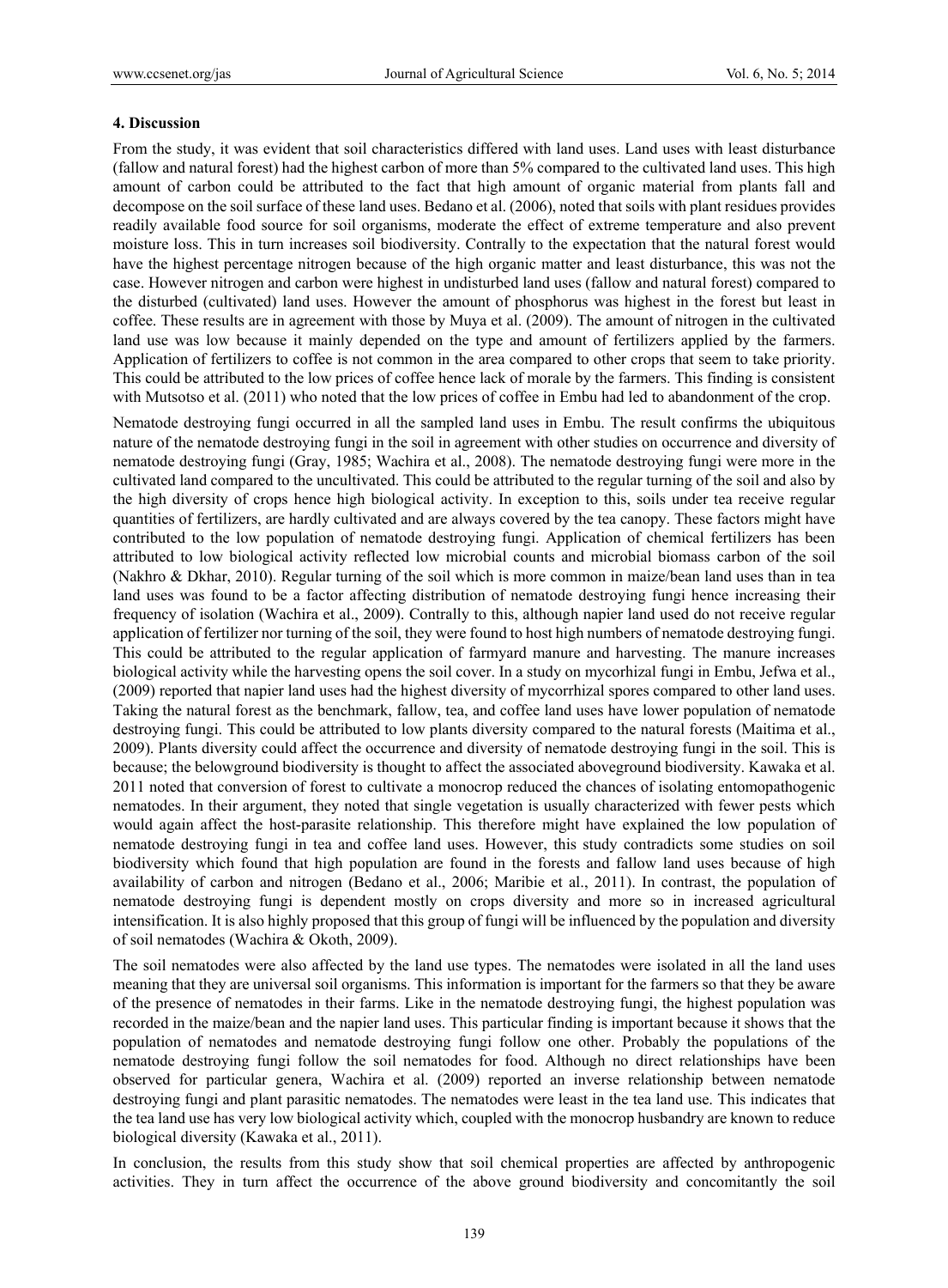## 4. Discussion

From the study, it was evident that soil characteristics differed with land uses. Land uses with least disturbance (fallow and natural forest) had the highest carbon of more than 5% compared to the cultivated land uses. This high amount of carbon could be attributed to the fact that high amount of organic material from plants fall and decompose on the soil surface of these land uses. Bedano et al. (2006), noted that soils with plant residues provides readily available food source for soil organisms, moderate the effect of extreme temperature and also prevent moisture loss. This in turn increases soil biodiversity. Contrally to the expectation that the natural forest would have the highest percentage nitrogen because of the high organic matter and least disturbance, this was not the case. However nitrogen and carbon were highest in undisturbed land uses (fallow and natural forest) compared to the disturbed (cultivated) land uses. However the amount of phosphorus was highest in the forest but least in coffee. These results are in agreement with those by Muya et al. (2009). The amount of nitrogen in the cultivated land use was low because it mainly depended on the type and amount of fertilizers applied by the farmers. Application of fertilizers to coffee is not common in the area compared to other crops that seem to take priority. This could be attributed to the low prices of coffee hence lack of morale by the farmers. This finding is consistent with Mutsotso et al. (2011) who noted that the low prices of coffee in Embu had led to abandonment of the crop.

Nematode destroying fungi occurred in all the sampled land uses in Embu. The result confirms the ubiquitous nature of the nematode destroying fungi in the soil in agreement with other studies on occurrence and diversity of nematode destroying fungi (Gray, 1985; Wachira et al., 2008). The nematode destroying fungi were more in the cultivated land compared to the uncultivated. This could be attributed to the regular turning of the soil and also by the high diversity of crops hence high biological activity. In exception to this, soils under tea receive regular quantities of fertilizers, are hardly cultivated and are always covered by the tea canopy. These factors might have contributed to the low population of nematode destroying fungi. Application of chemical fertilizers has been attributed to low biological activity reflected low microbial counts and microbial biomass carbon of the soil (Nakhro & Dkhar, 2010). Regular turning of the soil which is more common in maize/bean land uses than in tea land uses was found to be a factor affecting distribution of nematode destroying fungi hence increasing their frequency of isolation (Wachira et al., 2009). Contrally to this, although napier land used do not receive regular application of fertilizer nor turning of the soil, they were found to host high numbers of nematode destroying fungi. This could be attributed to the regular application of farmyard manure and harvesting. The manure increases biological activity while the harvesting opens the soil cover. In a study on mycorhizal fungi in Embu, Jefwa et al., (2009) reported that napier land uses had the highest diversity of mycorrhizal spores compared to other land uses. Taking the natural forest as the benchmark, fallow, tea, and coffee land uses have lower population of nematode destroying fungi. This could be attributed to low plants diversity compared to the natural forests (Maitima et al., 2009). Plants diversity could affect the occurrence and diversity of nematode destroying fungi in the soil. This is because; the belowground biodiversity is thought to affect the associated aboveground biodiversity. Kawaka et al. 2011 noted that conversion of forest to cultivate a monocrop reduced the chances of isolating entomopathogenic nematodes. In their argument, they noted that single vegetation is usually characterized with fewer pests which would again affect the host-parasite relationship. This therefore might have explained the low population of nematode destroying fungi in tea and coffee land uses. However, this study contradicts some studies on soil biodiversity which found that high population are found in the forests and fallow land uses because of high availability of carbon and nitrogen (Bedano et al., 2006; Maribie et al., 2011). In contrast, the population of nematode destroying fungi is dependent mostly on crops diversity and more so in increased agricultural intensification. It is also highly proposed that this group of fungi will be influenced by the population and diversity of soil nematodes (Wachira & Okoth, 2009).

The soil nematodes were also affected by the land use types. The nematodes were isolated in all the land uses meaning that they are universal soil organisms. This information is important for the farmers so that they be aware of the presence of nematodes in their farms. Like in the nematode destroying fungi, the highest population was recorded in the maize/bean and the napier land uses. This particular finding is important because it shows that the population of nematodes and nematode destroying fungi follow one other. Probably the populations of the nematode destroying fungi follow the soil nematodes for food. Although no direct relationships have been observed for particular genera, Wachira et al. (2009) reported an inverse relationship between nematode destroying fungi and plant parasitic nematodes. The nematodes were least in the tea land use. This indicates that the tea land use has very low biological activity which, coupled with the monocrop husbandry are known to reduce biological diversity (Kawaka et al., 2011).

In conclusion, the results from this study show that soil chemical properties are affected by anthropogenic activities. They in turn affect the occurrence of the above ground biodiversity and concomitantly the soil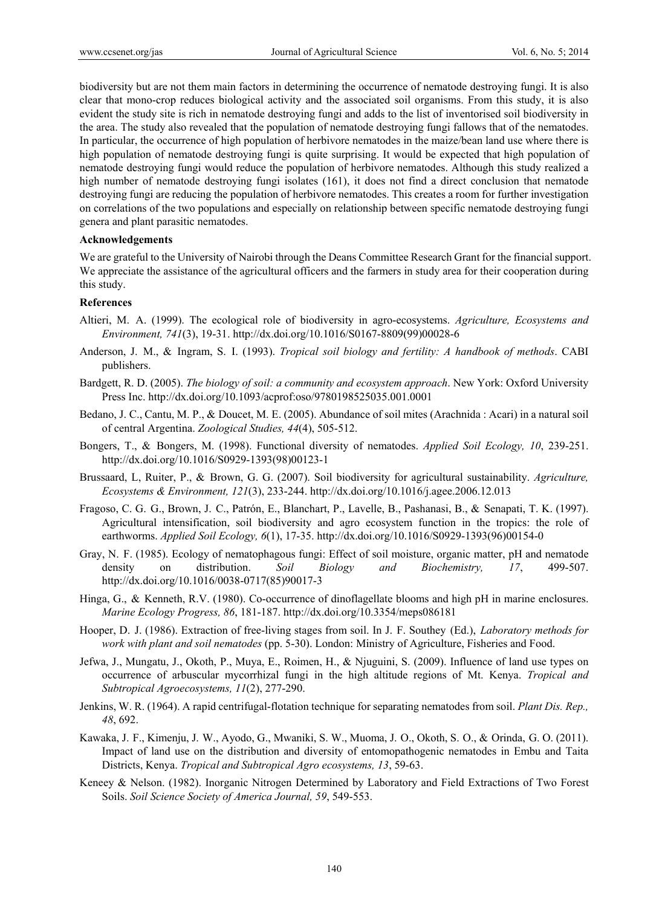biodiversity but are not them main factors in determining the occurrence of nematode destroying fungi. It is also clear that mono-crop reduces biological activity and the associated soil organisms. From this study, it is also evident the study site is rich in nematode destroying fungi and adds to the list of inventorised soil biodiversity in the area. The study also revealed that the population of nematode destroying fungi fallows that of the nematodes. In particular, the occurrence of high population of herbivore nematodes in the maize/bean land use where there is high population of nematode destroying fungi is quite surprising. It would be expected that high population of nematode destroying fungi would reduce the population of herbivore nematodes. Although this study realized a high number of nematode destroying fungi isolates (161), it does not find a direct conclusion that nematode destroying fungi are reducing the population of herbivore nematodes. This creates a room for further investigation on correlations of the two populations and especially on relationship between specific nematode destroying fungi genera and plant parasitic nematodes.

### Acknowledgements

We are grateful to the University of Nairobi through the Deans Committee Research Grant for the financial support. We appreciate the assistance of the agricultural officers and the farmers in study area for their cooperation during this study.

### References

Altieri, M. A. (1999). The ecological role of biodiversity in agro-ecosystems. *Agriculture, Ecosystems and Environment, 741*(3), 19-31. http://dx.doi.org/10.1016/S0167-8809(99)00028-6

Anderson, J. M., & Ingram, S. I. (1993). *Tropical soil biology and fertility: A handbook of methods*. CABI publishers.

Bardgett, R. D. (2005). *The biology of soil: a community and ecosystem approach*. New York: Oxford University Press Inc. http://dx.doi.org/10.1093/acprof:oso/9780198525035.001.0001

Bedano, J. C., Cantu, M. P., & Doucet, M. E. (2005). Abundance of soil mites (Arachnida : Acari) in a natural soil of central Argentina. *Zoological Studies, 44*(4), 505-512.

Bongers, T., & Bongers, M. (1998). Functional diversity of nematodes. *Applied Soil Ecology, 10*, 239-251. http://dx.doi.org/10.1016/S0929-1393(98)00123-1

Brussaard, L, Ruiter, P., & Brown, G. G. (2007). Soil biodiversity for agricultural sustainability. *Agriculture, Ecosystems & Environment, 121*(3), 233-244. http://dx.doi.org/10.1016/j.agee.2006.12.013

Fragoso, C. G. G., Brown, J. C., Patrón, E., Blanchart, P., Lavelle, B., Pashanasi, B., & Senapati, T. K. (1997). Agricultural intensification, soil biodiversity and agro ecosystem function in the tropics: the role of earthworms. *Applied Soil Ecology, 6*(1), 17-35. http://dx.doi.org/10.1016/S0929-1393(96)00154-0

Gray, N. F. (1985). Ecology of nematophagous fungi: Effect of soil moisture, organic matter, pH and nematode density on distribution. *Soil Biology and Biochemistry, 17*, 499-507. http://dx.doi.org/10.1016/0038-0717(85)90017-3

Hinga, G., & Kenneth, R.V. (1980). Co-occurrence of dinoflagellate blooms and high pH in marine enclosures. *Marine Ecology Progress, 86*, 181-187. http://dx.doi.org/10.3354/meps086181

Hooper, D. J. (1986). Extraction of free-living stages from soil. In J. F. Southey (Ed.), *Laboratory methods for work with plant and soil nematodes* (pp. 5-30). London: Ministry of Agriculture, Fisheries and Food.

Jefwa, J., Mungatu, J., Okoth, P., Muya, E., Roimen, H., & Njuguini, S. (2009). Influence of land use types on occurrence of arbuscular mycorrhizal fungi in the high altitude regions of Mt. Kenya. *Tropical and Subtropical Agroecosystems, 11*(2), 277-290.

Jenkins, W. R. (1964). A rapid centrifugal-flotation technique for separating nematodes from soil. *Plant Dis. Rep., 48*, 692.

Kawaka, J. F., Kimenju, J. W., Ayodo, G., Mwaniki, S. W., Muoma, J. O., Okoth, S. O., & Orinda, G. O. (2011). Impact of land use on the distribution and diversity of entomopathogenic nematodes in Embu and Taita Districts, Kenya. *Tropical and Subtropical Agro ecosystems, 13*, 59-63.

Keneey & Nelson. (1982). Inorganic Nitrogen Determined by Laboratory and Field Extractions of Two Forest Soils. *Soil Science Society of America Journal, 59*, 549-553.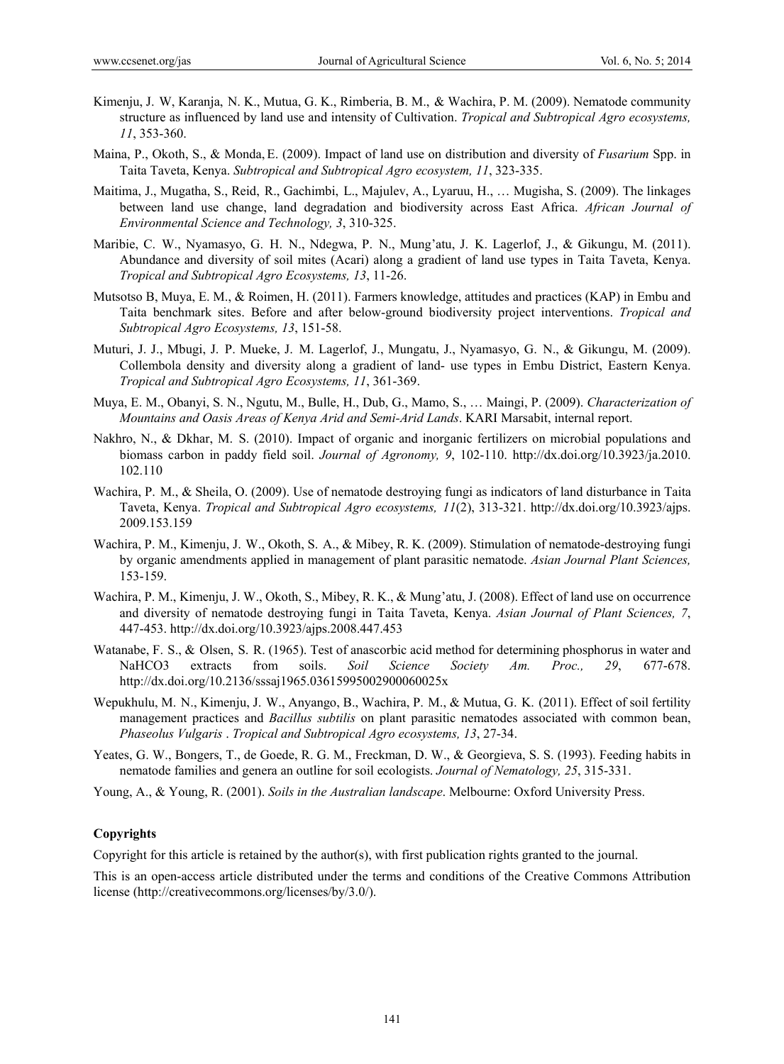Kimenju, J. W, Karanja, N. K., Mutua, G. K., Rimberia, B. M., & Wachira, P. M. (2009). Nematode community structure as influenced by land use and intensity of Cultivation. *Tropical and Subtropical Agro ecosystems, 11*, 353-360.

Maina, P., Okoth, S., & Monda, E. (2009). Impact of land use on distribution and diversity of *Fusarium* Spp. in Taita Taveta, Kenya. *Subtropical and Subtropical Agro ecosystem, 11*, 323-335.

Maitima, J., Mugatha, S., Reid, R., Gachimbi, L., Majulev, A., Lyaruu, H., … Mugisha, S. (2009). The linkages between land use change, land degradation and biodiversity across East Africa. *African Journal of Environmental Science and Technology, 3*, 310-325.

Maribie, C. W., Nyamasyo, G. H. N., Ndegwa, P. N., Mung'atu, J. K. Lagerlof, J., & Gikungu, M. (2011). Abundance and diversity of soil mites (Acari) along a gradient of land use types in Taita Taveta, Kenya. *Tropical and Subtropical Agro Ecosystems, 13*, 11-26.

Mutsotso B, Muya, E. M., & Roimen, H. (2011). Farmers knowledge, attitudes and practices (KAP) in Embu and Taita benchmark sites. Before and after below-ground biodiversity project interventions. *Tropical and Subtropical Agro Ecosystems, 13*, 151-58.

Muturi, J. J., Mbugi, J. P. Mueke, J. M. Lagerlof, J., Mungatu, J., Nyamasyo, G. N., & Gikungu, M. (2009). Collembola density and diversity along a gradient of land- use types in Embu District, Eastern Kenya. *Tropical and Subtropical Agro Ecosystems, 11*, 361-369.

Muya, E. M., Obanyi, S. N., Ngutu, M., Bulle, H., Dub, G., Mamo, S., … Maingi, P. (2009). *Characterization of Mountains and Oasis Areas of Kenya Arid and Semi-Arid Lands*. KARI Marsabit, internal report.

Nakhro, N., & Dkhar, M. S. (2010). Impact of organic and inorganic fertilizers on microbial populations and biomass carbon in paddy field soil. *Journal of Agronomy, 9*, 102-110. http://dx.doi.org/10.3923/ja.2010.102.110

Wachira, P. M., & Sheila, O. (2009). Use of nematode destroying fungi as indicators of land disturbance in Taita Taveta, Kenya. *Tropical and Subtropical Agro ecosystems, 11*(2), 313-321. http://dx.doi.org/10.3923/ajps.2009.153.159

Wachira, P. M., Kimenju, J. W., Okoth, S. A., & Mibey, R. K. (2009). Stimulation of nematode-destroying fungi by organic amendments applied in management of plant parasitic nematode. *Asian Journal Plant Sciences,* 153-159.

Wachira, P. M., Kimenju, J. W., Okoth, S., Mibey, R. K., & Mung'atu, J. (2008). Effect of land use on occurrence and diversity of nematode destroying fungi in Taita Taveta, Kenya. *Asian Journal of Plant Sciences, 7*, 447-453. http://dx.doi.org/10.3923/ajps.2008.447.453

Watanabe, F. S., & Olsen, S. R. (1965). Test of anascorbic acid method for determining phosphorus in water and NaHCO3 extracts from soils. *Soil Science Society Am. Proc., 29*, 677-678. http://dx.doi.org/10.2136/sssaj1965.03615995002900060025x

Wepukhulu, M. N., Kimenju, J. W., Anyango, B., Wachira, P. M., & Mutua, G. K. (2011). Effect of soil fertility management practices and *Bacillus subtilis* on plant parasitic nematodes associated with common bean, *Phaseolus Vulgaris* . *Tropical and Subtropical Agro ecosystems, 13*, 27-34.

Yeates, G. W., Bongers, T., de Goede, R. G. M., Freckman, D. W., & Georgieva, S. S. (1993). Feeding habits in nematode families and genera an outline for soil ecologists. *Journal of Nematology, 25*, 315-331.

Young, A., & Young, R. (2001). *Soils in the Australian landscape*. Melbourne: Oxford University Press.

**Copyrights**

Copyright for this article is retained by the author(s), with first publication rights granted to the journal.

This is an open-access article distributed under the terms and conditions of the Creative Commons Attribution license (http://creativecommons.org/licenses/by/3.0/).